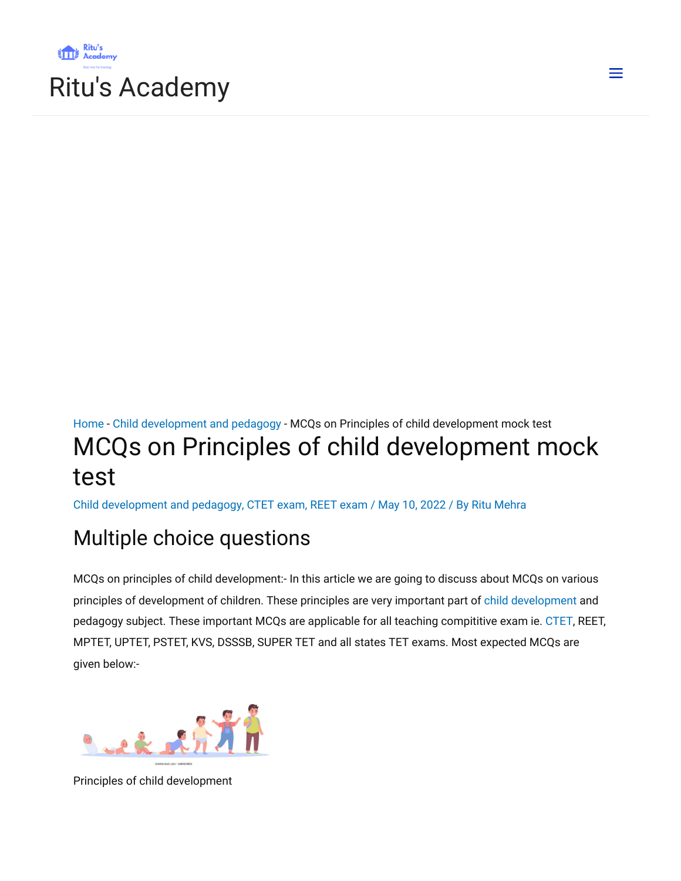Ritu's Academy

Home - Child development and pedagogy - MCQs on Principles of child development mock test

# MCQs on Principles of child development mock test

Child development and pedagogy, CTET exam, REET exam / May 10, 2022 / By Ritu Mehra

## Multiple choice questions

MCQs on principles of child development:- In this article we are going to discuss about MCQs on various principles of development of children. These principles are very important part of child development and pedagogy subject. These important MCQs are applicable for all teaching compititive exam ie. CTET, REET, MPTET, UPTET, PSTET, KVS, DSSSB, SUPER TET and all states TET exams. Most expected MCQs are given below:-

Principles of child development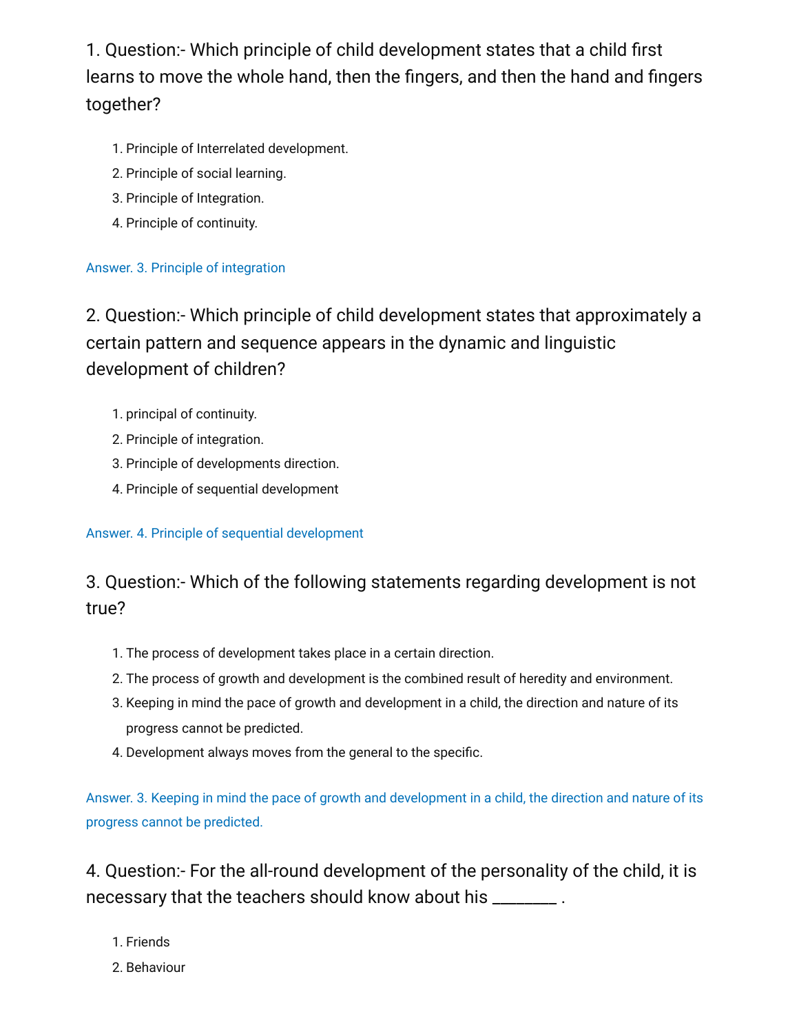1. Question:- Which principle of child development states that a child first learns to move the whole hand, then the fingers, and then the hand and fingers together?

   1. Principle of Interrelated development.
   2. Principle of social learning.
   3. Principle of Integration.
   4. Principle of continuity.

   Answer. 3. Principle of integration

2. Question:- Which principle of child development states that approximately a certain pattern and sequence appears in the dynamic and linguistic development of children?

   1. principal of continuity.
   2. Principle of integration.
   3. Principle of developments direction.
   4. Principle of sequential development

   Answer. 4. Principle of sequential development

3. Question:- Which of the following statements regarding development is not true?

   1. The process of development takes place in a certain direction.
   2. The process of growth and development is the combined result of heredity and environment.
   3. Keeping in mind the pace of growth and development in a child, the direction and nature of its progress cannot be predicted.
   4. Development always moves from the general to the specific.

   Answer. 3. Keeping in mind the pace of growth and development in a child, the direction and nature of its progress cannot be predicted.

4. Question:- For the all-round development of the personality of the child, it is necessary that the teachers should know about his ________ .

   1. Friends
   2. Behaviour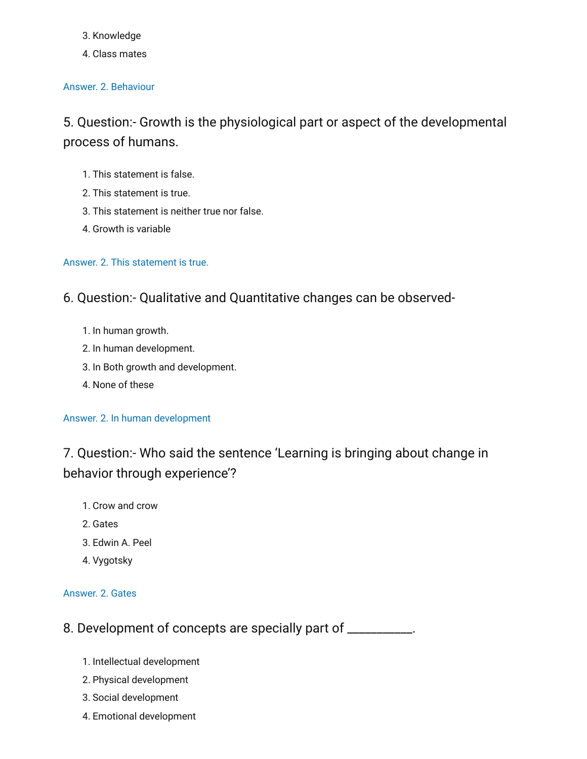3. Knowledge
4. Class mates

Answer. 2. Behaviour

### 5. Question:- Growth is the physiological part or aspect of the developmental process of humans.

1. This statement is false.
2. This statement is true.
3. This statement is neither true nor false.
4. Growth is variable

Answer. 2. This statement is true.

### 6. Question:- Qualitative and Quantitative changes can be observed-

1. In human growth.
2. In human development.
3. In Both growth and development.
4. None of these

Answer. 2. In human development

### 7. Question:- Who said the sentence 'Learning is bringing about change in behavior through experience'?

1. Crow and crow
2. Gates
3. Edwin A. Peel
4. Vygotsky

Answer. 2. Gates

### 8. Development of concepts are specially part of __________.

1. Intellectual development
2. Physical development
3. Social development
4. Emotional development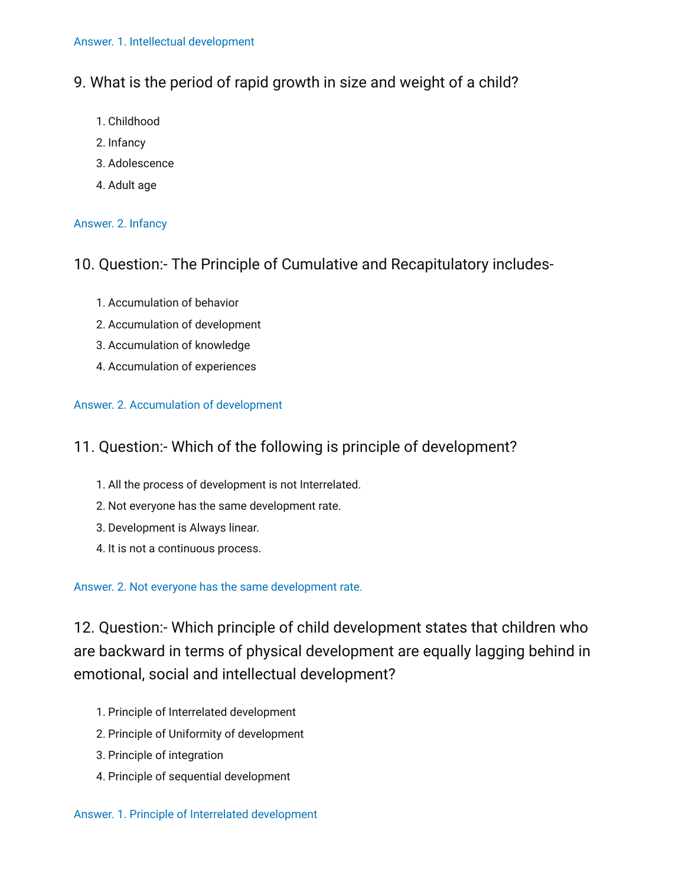Answer. 1. Intellectual development

## 9. What is the period of rapid growth in size and weight of a child?

1. Childhood
2. Infancy
3. Adolescence
4. Adult age

Answer. 2. Infancy

## 10. Question:- The Principle of Cumulative and Recapitulatory includes-

1. Accumulation of behavior
2. Accumulation of development
3. Accumulation of knowledge
4. Accumulation of experiences

Answer. 2. Accumulation of development

## 11. Question:- Which of the following is principle of development?

1. All the process of development is not Interrelated.
2. Not everyone has the same development rate.
3. Development is Always linear.
4. It is not a continuous process.

Answer. 2. Not everyone has the same development rate.

## 12. Question:- Which principle of child development states that children who are backward in terms of physical development are equally lagging behind in emotional, social and intellectual development?

1. Principle of Interrelated development
2. Principle of Uniformity of development
3. Principle of integration
4. Principle of sequential development

Answer. 1. Principle of Interrelated development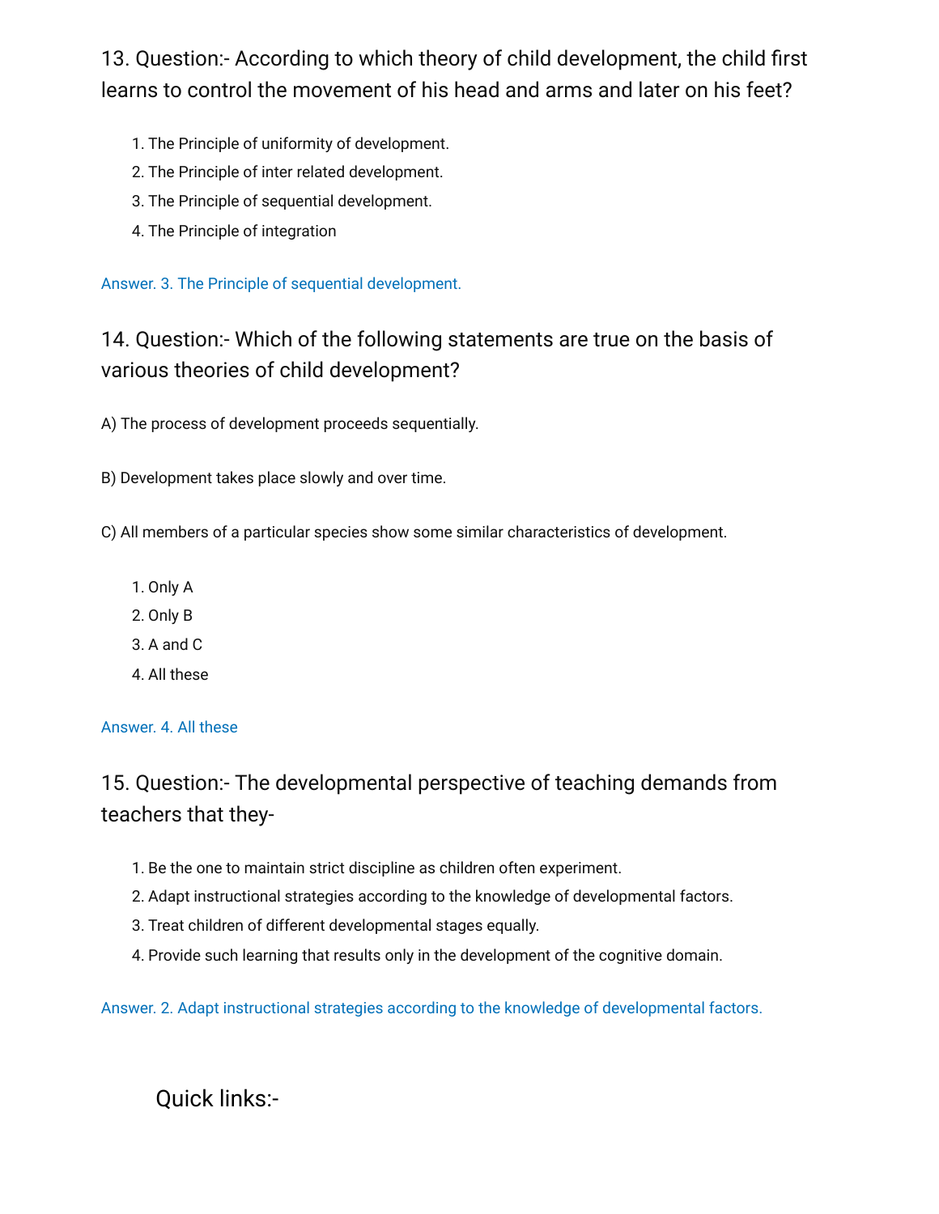### 13. Question:- According to which theory of child development, the child first learns to control the movement of his head and arms and later on his feet?

1. The Principle of uniformity of development.
2. The Principle of inter related development.
3. The Principle of sequential development.
4. The Principle of integration

Answer. 3. The Principle of sequential development.

### 14. Question:- Which of the following statements are true on the basis of various theories of child development?

A) The process of development proceeds sequentially.

B) Development takes place slowly and over time.

C) All members of a particular species show some similar characteristics of development.

1. Only A
2. Only B
3. A and C
4. All these

Answer. 4. All these

### 15. Question:- The developmental perspective of teaching demands from teachers that they-

1. Be the one to maintain strict discipline as children often experiment.
2. Adapt instructional strategies according to the knowledge of developmental factors.
3. Treat children of different developmental stages equally.
4. Provide such learning that results only in the development of the cognitive domain.

Answer. 2. Adapt instructional strategies according to the knowledge of developmental factors.

### Quick links:-